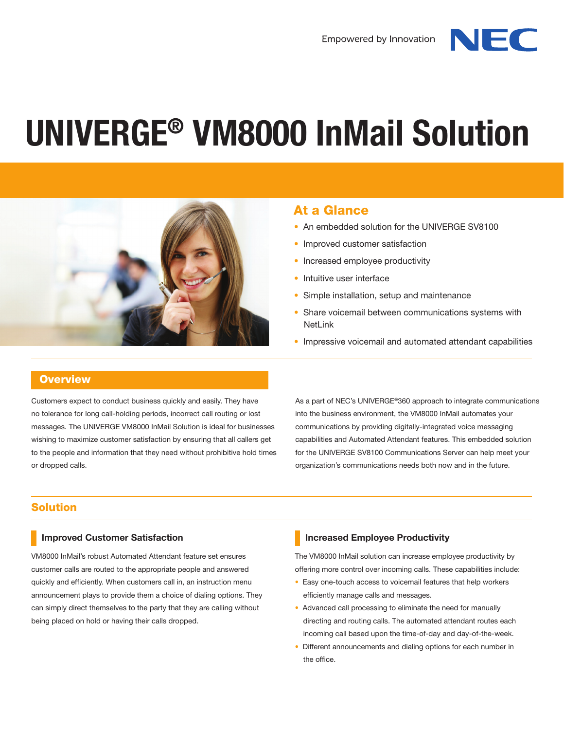Empowered by Innovation NEC

# UNIVERGE® VM8000 InMail Solution

## At a Glance

- An embedded solution for the UNIVERGE SV8100
- Improved customer satisfaction
- Increased employee productivity
- Intuitive user interface
- Simple installation, setup and maintenance
- Share voicemail between communications systems with NetLink
- Impressive voicemail and automated attendant capabilities

## Overview

Customers expect to conduct business quickly and easily. They have no tolerance for long call-holding periods, incorrect call routing or lost messages. The UNIVERGE VM8000 InMail Solution is ideal for businesses wishing to maximize customer satisfaction by ensuring that all callers get to the people and information that they need without prohibitive hold times or dropped calls.

As a part of NEC's UNIVERGE®360 approach to integrate communications into the business environment, the VM8000 InMail automates your communications by providing digitally-integrated voice messaging capabilities and Automated Attendant features. This embedded solution for the UNIVERGE SV8100 Communications Server can help meet your organization's communications needs both now and in the future.

## Solution

### Improved Customer Satisfaction

VM8000 InMail's robust Automated Attendant feature set ensures customer calls are routed to the appropriate people and answered quickly and efficiently. When customers call in, an instruction menu announcement plays to provide them a choice of dialing options. They can simply direct themselves to the party that they are calling without being placed on hold or having their calls dropped.

### Increased Employee Productivity

The VM8000 InMail solution can increase employee productivity by offering more control over incoming calls. These capabilities include:

- Easy one-touch access to voicemail features that help workers efficiently manage calls and messages.
- Advanced call processing to eliminate the need for manually directing and routing calls. The automated attendant routes each incoming call based upon the time-of-day and day-of-the-week.
- Different announcements and dialing options for each number in the office.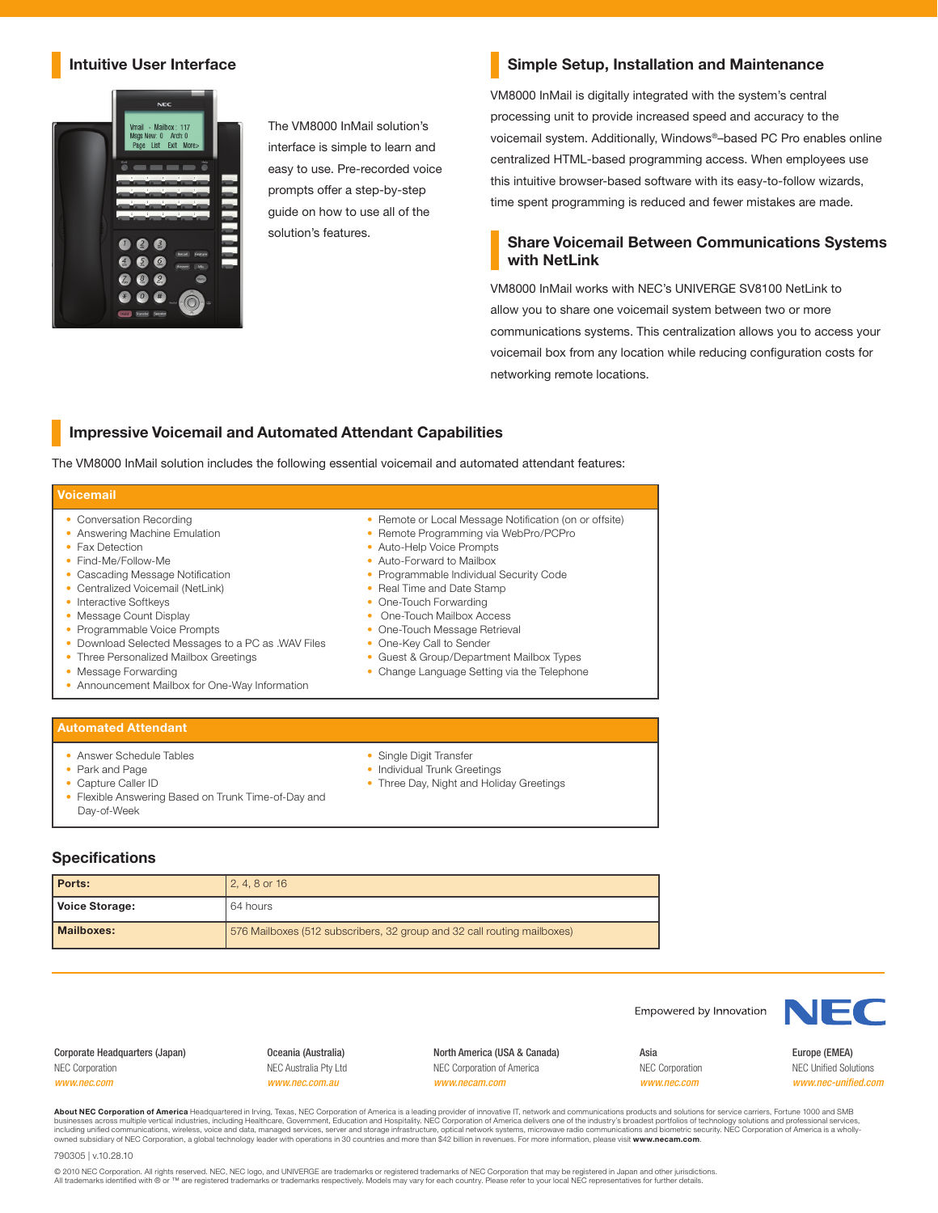## Intuitive User Interface

The VM8000 InMail solution's interface is simple to learn and easy to use. Pre-recorded voice prompts offer a step-by-step guide on how to use all of the solution's features.

## Simple Setup, Installation and Maintenance

VM8000 InMail is digitally integrated with the system's central processing unit to provide increased speed and accuracy to the voicemail system. Additionally, Windows®–based PC Pro enables online centralized HTML-based programming access. When employees use this intuitive browser-based software with its easy-to-follow wizards, time spent programming is reduced and fewer mistakes are made.

## Share Voicemail Between Communications Systems with NetLink

VM8000 InMail works with NEC's UNIVERGE SV8100 NetLink to allow you to share one voicemail system between two or more communications systems. This centralization allows you to access your voicemail box from any location while reducing configuration costs for networking remote locations.

## Impressive Voicemail and Automated Attendant Capabilities

The VM8000 InMail solution includes the following essential voicemail and automated attendant features:

### Voicemail

- Conversation Recording
- Answering Machine Emulation
- Fax Detection
- Find-Me/Follow-Me
- Cascading Message Notification
- Centralized Voicemail (NetLink)
- Interactive Softkeys
- Message Count Display
- Programmable Voice Prompts
- Download Selected Messages to a PC as .WAV Files
- Three Personalized Mailbox Greetings
- Message Forwarding
- Announcement Mailbox for One-Way Information
- Remote or Local Message Notification (on or offsite)
- Remote Programming via WebPro/PCPro
- Auto-Help Voice Prompts
- Auto-Forward to Mailbox
- Programmable Individual Security Code
- Real Time and Date Stamp
- One-Touch Forwarding
- One-Touch Mailbox Access
- One-Touch Message Retrieval
- One-Key Call to Sender
- Guest & Group/Department Mailbox Types
- Change Language Setting via the Telephone

### Automated Attendant

- Answer Schedule Tables
- Park and Page
- Capture Caller ID
- Flexible Answering Based on Trunk Time-of-Day and Day-of-Week
- Single Digit Transfer
- Individual Trunk Greetings
- Three Day, Night and Holiday Greetings

## Specifications

| | |
|---|---|
| **Ports:** | 2, 4, 8 or 16 |
| **Voice Storage:** | 64 hours |
| **Mailboxes:** | 576 Mailboxes (512 subscribers, 32 group and 32 call routing mailboxes) |

Empowered by Innovation

NEC

**Corporate Headquarters (Japan)**
NEC Corporation
www.nec.com

**Oceania (Australia)**
NEC Australia Pty Ltd
www.nec.com.au

**North America (USA & Canada)**
NEC Corporation of America
www.necam.com

**Asia**
NEC Corporation
www.nec.com

**Europe (EMEA)**
NEC Unified Solutions
www.nec-unified.com

**About NEC Corporation of America** Headquartered in Irving, Texas, NEC Corporation of America is a leading provider of innovative IT, network and communications products and solutions for service carriers, Fortune 1000 and SMB businesses across multiple vertical industries, including Healthcare, Government, Education and Hospitality. NEC Corporation of America delivers one of the industry's broadest portfolios of technology solutions and professional services, including unified communications, wireless, voice and data, managed services, server and storage infrastructure, optical network systems, microwave radio communications and biometric security. NEC Corporation of America is a wholly-owned subsidiary of NEC Corporation, a global technology leader with operations in 30 countries and more than $42 billion in revenues. For more information, please visit **www.necam.com**.

790305 | v.10.28.10

© 2010 NEC Corporation. All rights reserved. NEC, NEC logo, and UNIVERGE are trademarks or registered trademarks of NEC Corporation that may be registered in Japan and other jurisdictions. All trademarks identified with ® or ™ are registered trademarks or trademarks respectively. Models may vary for each country. Please refer to your local NEC representatives for further details.